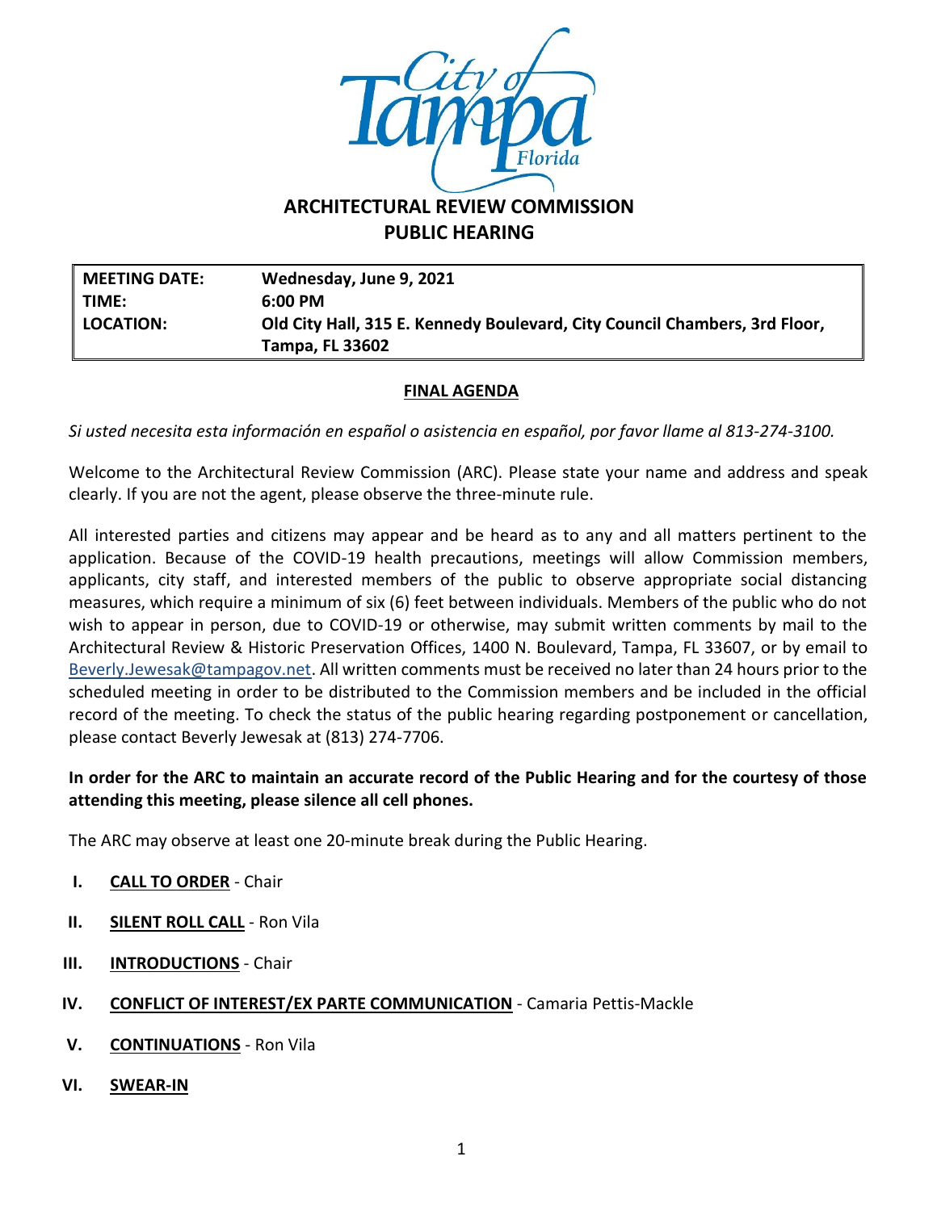# ARCHITECTURAL REVIEW COMMISSION
## PUBLIC HEARING

| | |
|---|---|
| **MEETING DATE:** | **Wednesday, June 9, 2021** |
| **TIME:** | **6:00 PM** |
| **LOCATION:** | **Old City Hall, 315 E. Kennedy Boulevard, City Council Chambers, 3rd Floor, Tampa, FL 33602** |

**FINAL AGENDA**

*Si usted necesita esta información en español o asistencia en español, por favor llame al 813-274-3100.*

Welcome to the Architectural Review Commission (ARC). Please state your name and address and speak clearly. If you are not the agent, please observe the three-minute rule.

All interested parties and citizens may appear and be heard as to any and all matters pertinent to the application. Because of the COVID-19 health precautions, meetings will allow Commission members, applicants, city staff, and interested members of the public to observe appropriate social distancing measures, which require a minimum of six (6) feet between individuals. Members of the public who do not wish to appear in person, due to COVID-19 or otherwise, may submit written comments by mail to the Architectural Review & Historic Preservation Offices, 1400 N. Boulevard, Tampa, FL 33607, or by email to Beverly.Jewesak@tampagov.net. All written comments must be received no later than 24 hours prior to the scheduled meeting in order to be distributed to the Commission members and be included in the official record of the meeting. To check the status of the public hearing regarding postponement or cancellation, please contact Beverly Jewesak at (813) 274-7706.

**In order for the ARC to maintain an accurate record of the Public Hearing and for the courtesy of those attending this meeting, please silence all cell phones.**

The ARC may observe at least one 20-minute break during the Public Hearing.

I. **CALL TO ORDER** - Chair

II. **SILENT ROLL CALL** - Ron Vila

III. **INTRODUCTIONS** - Chair

IV. **CONFLICT OF INTEREST/EX PARTE COMMUNICATION** - Camaria Pettis-Mackle

V. **CONTINUATIONS** - Ron Vila

VI. **SWEAR-IN**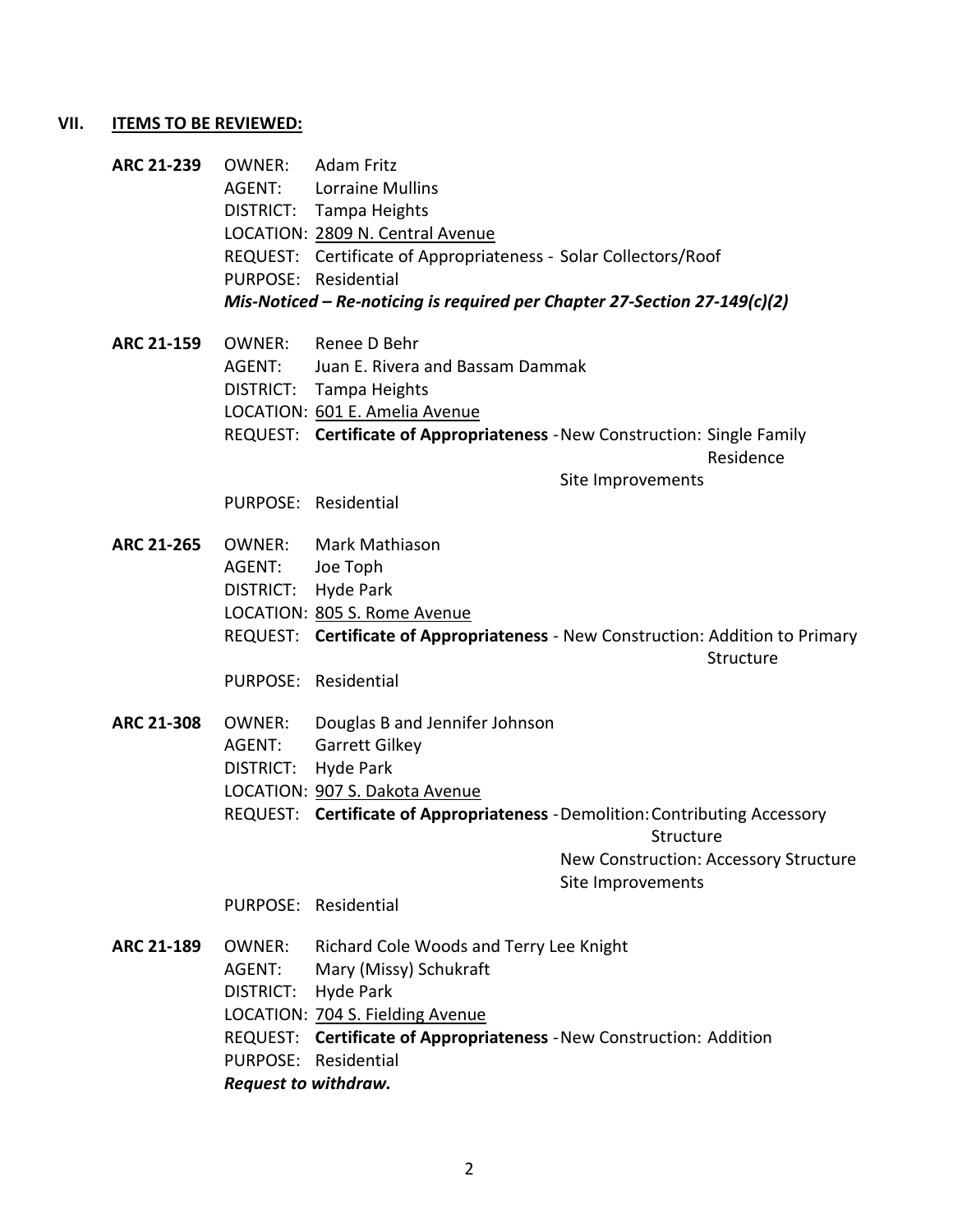## VII. ITEMS TO BE REVIEWED:

**ARC 21-239**
OWNER: Adam Fritz
AGENT: Lorraine Mullins
DISTRICT: Tampa Heights
LOCATION: 2809 N. Central Avenue
REQUEST: Certificate of Appropriateness - Solar Collectors/Roof
PURPOSE: Residential
***Mis-Noticed – Re-noticing is required per Chapter 27-Section 27-149(c)(2)***

**ARC 21-159**
OWNER: Renee D Behr
AGENT: Juan E. Rivera and Bassam Dammak
DISTRICT: Tampa Heights
LOCATION: 601 E. Amelia Avenue
REQUEST: **Certificate of Appropriateness** - New Construction: Single Family Residence
Site Improvements
PURPOSE: Residential

**ARC 21-265**
OWNER: Mark Mathiason
AGENT: Joe Toph
DISTRICT: Hyde Park
LOCATION: 805 S. Rome Avenue
REQUEST: **Certificate of Appropriateness** - New Construction: Addition to Primary Structure
PURPOSE: Residential

**ARC 21-308**
OWNER: Douglas B and Jennifer Johnson
AGENT: Garrett Gilkey
DISTRICT: Hyde Park
LOCATION: 907 S. Dakota Avenue
REQUEST: **Certificate of Appropriateness** - Demolition: Contributing Accessory Structure
New Construction: Accessory Structure
Site Improvements
PURPOSE: Residential

**ARC 21-189**
OWNER: Richard Cole Woods and Terry Lee Knight
AGENT: Mary (Missy) Schukraft
DISTRICT: Hyde Park
LOCATION: 704 S. Fielding Avenue
REQUEST: **Certificate of Appropriateness** - New Construction: Addition
PURPOSE: Residential
***Request to withdraw.***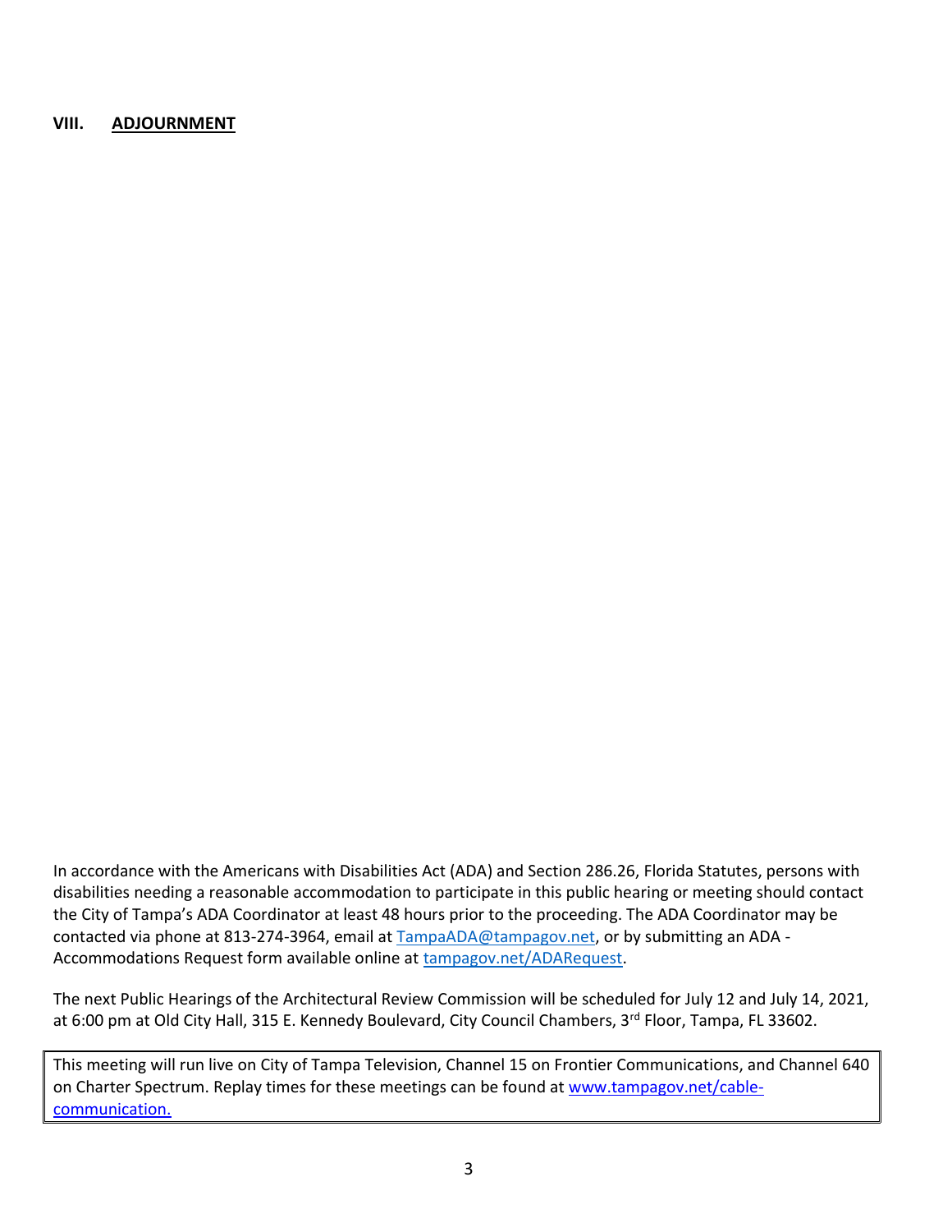## VIII. ADJOURNMENT

In accordance with the Americans with Disabilities Act (ADA) and Section 286.26, Florida Statutes, persons with disabilities needing a reasonable accommodation to participate in this public hearing or meeting should contact the City of Tampa's ADA Coordinator at least 48 hours prior to the proceeding. The ADA Coordinator may be contacted via phone at 813-274-3964, email at TampaADA@tampagov.net, or by submitting an ADA - Accommodations Request form available online at tampagov.net/ADARequest.

The next Public Hearings of the Architectural Review Commission will be scheduled for July 12 and July 14, 2021, at 6:00 pm at Old City Hall, 315 E. Kennedy Boulevard, City Council Chambers, 3rd Floor, Tampa, FL 33602.

This meeting will run live on City of Tampa Television, Channel 15 on Frontier Communications, and Channel 640 on Charter Spectrum. Replay times for these meetings can be found at www.tampagov.net/cable-communication.